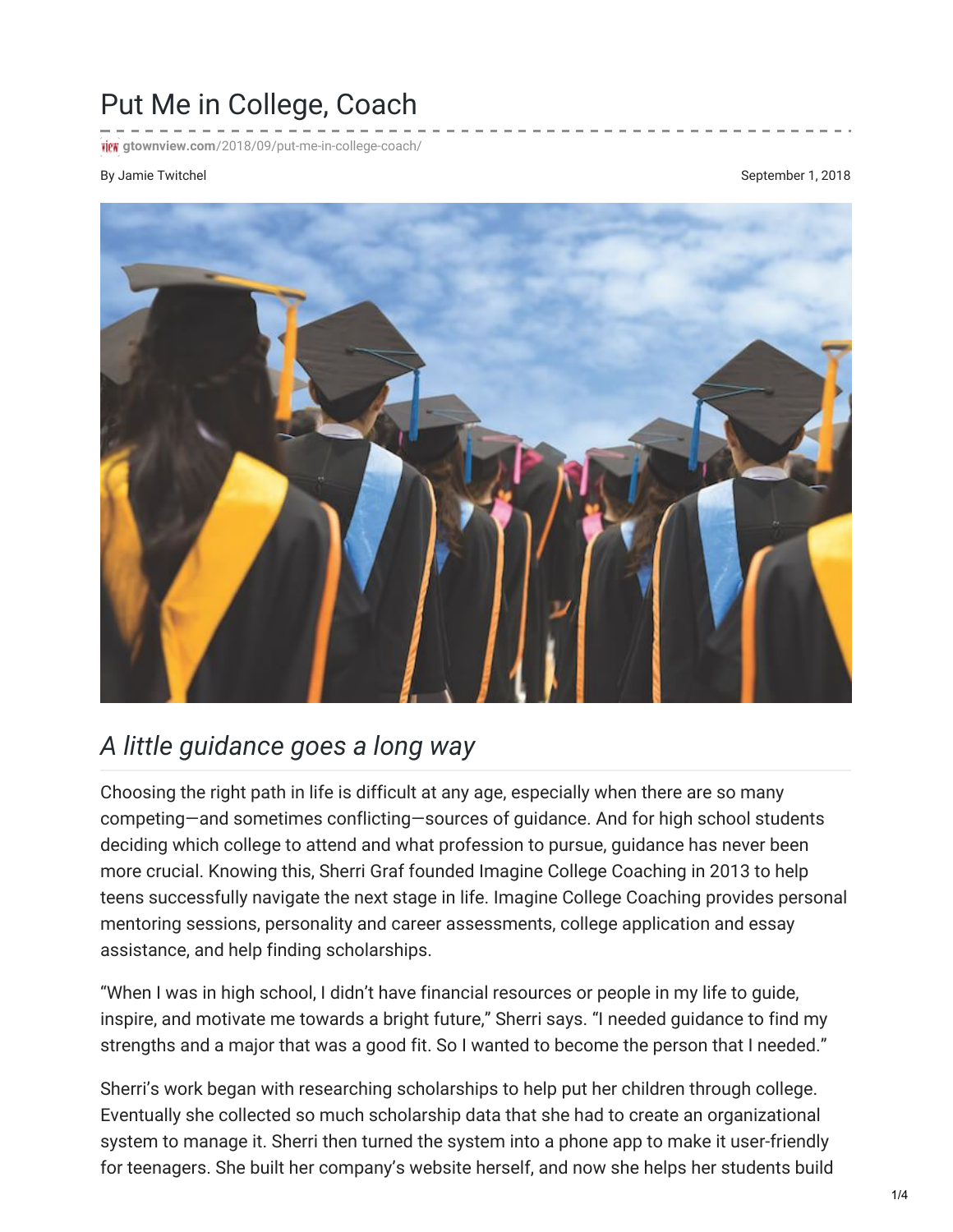# Put Me in College, Coach

gtownview.com/2018/09/put-me-in-college-coach/

By Jamie Twitchel

September 1, 2018

## *A little guidance goes a long way*

Choosing the right path in life is difficult at any age, especially when there are so many competing—and sometimes conflicting—sources of guidance. And for high school students deciding which college to attend and what profession to pursue, guidance has never been more crucial. Knowing this, Sherri Graf founded Imagine College Coaching in 2013 to help teens successfully navigate the next stage in life. Imagine College Coaching provides personal mentoring sessions, personality and career assessments, college application and essay assistance, and help finding scholarships.

"When I was in high school, I didn't have financial resources or people in my life to guide, inspire, and motivate me towards a bright future," Sherri says. "I needed guidance to find my strengths and a major that was a good fit. So I wanted to become the person that I needed."

Sherri's work began with researching scholarships to help put her children through college. Eventually she collected so much scholarship data that she had to create an organizational system to manage it. Sherri then turned the system into a phone app to make it user-friendly for teenagers. She built her company's website herself, and now she helps her students build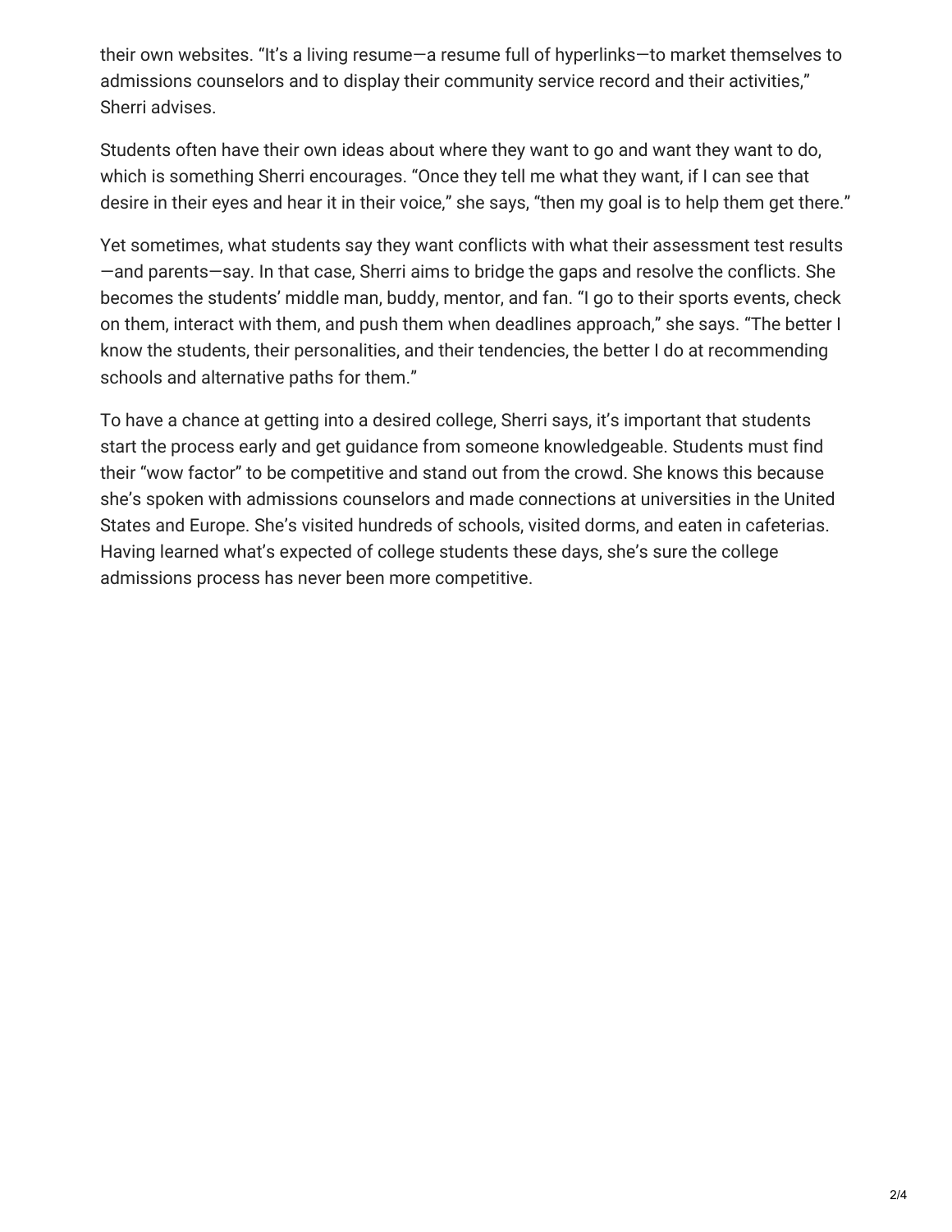their own websites. “It’s a living resume—a resume full of hyperlinks—to market themselves to admissions counselors and to display their community service record and their activities,” Sherri advises.

Students often have their own ideas about where they want to go and want they want to do, which is something Sherri encourages. “Once they tell me what they want, if I can see that desire in their eyes and hear it in their voice,” she says, “then my goal is to help them get there.”

Yet sometimes, what students say they want conflicts with what their assessment test results—and parents—say. In that case, Sherri aims to bridge the gaps and resolve the conflicts. She becomes the students’ middle man, buddy, mentor, and fan. “I go to their sports events, check on them, interact with them, and push them when deadlines approach,” she says. “The better I know the students, their personalities, and their tendencies, the better I do at recommending schools and alternative paths for them.”

To have a chance at getting into a desired college, Sherri says, it’s important that students start the process early and get guidance from someone knowledgeable. Students must find their “wow factor” to be competitive and stand out from the crowd. She knows this because she’s spoken with admissions counselors and made connections at universities in the United States and Europe. She’s visited hundreds of schools, visited dorms, and eaten in cafeterias. Having learned what’s expected of college students these days, she’s sure the college admissions process has never been more competitive.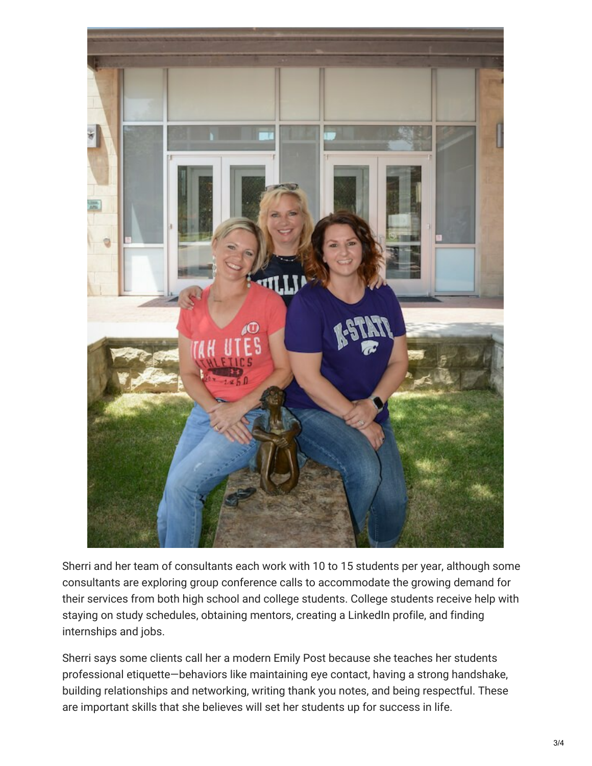Sherri and her team of consultants each work with 10 to 15 students per year, although some consultants are exploring group conference calls to accommodate the growing demand for their services from both high school and college students. College students receive help with staying on study schedules, obtaining mentors, creating a LinkedIn profile, and finding internships and jobs.

Sherri says some clients call her a modern Emily Post because she teaches her students professional etiquette—behaviors like maintaining eye contact, having a strong handshake, building relationships and networking, writing thank you notes, and being respectful. These are important skills that she believes will set her students up for success in life.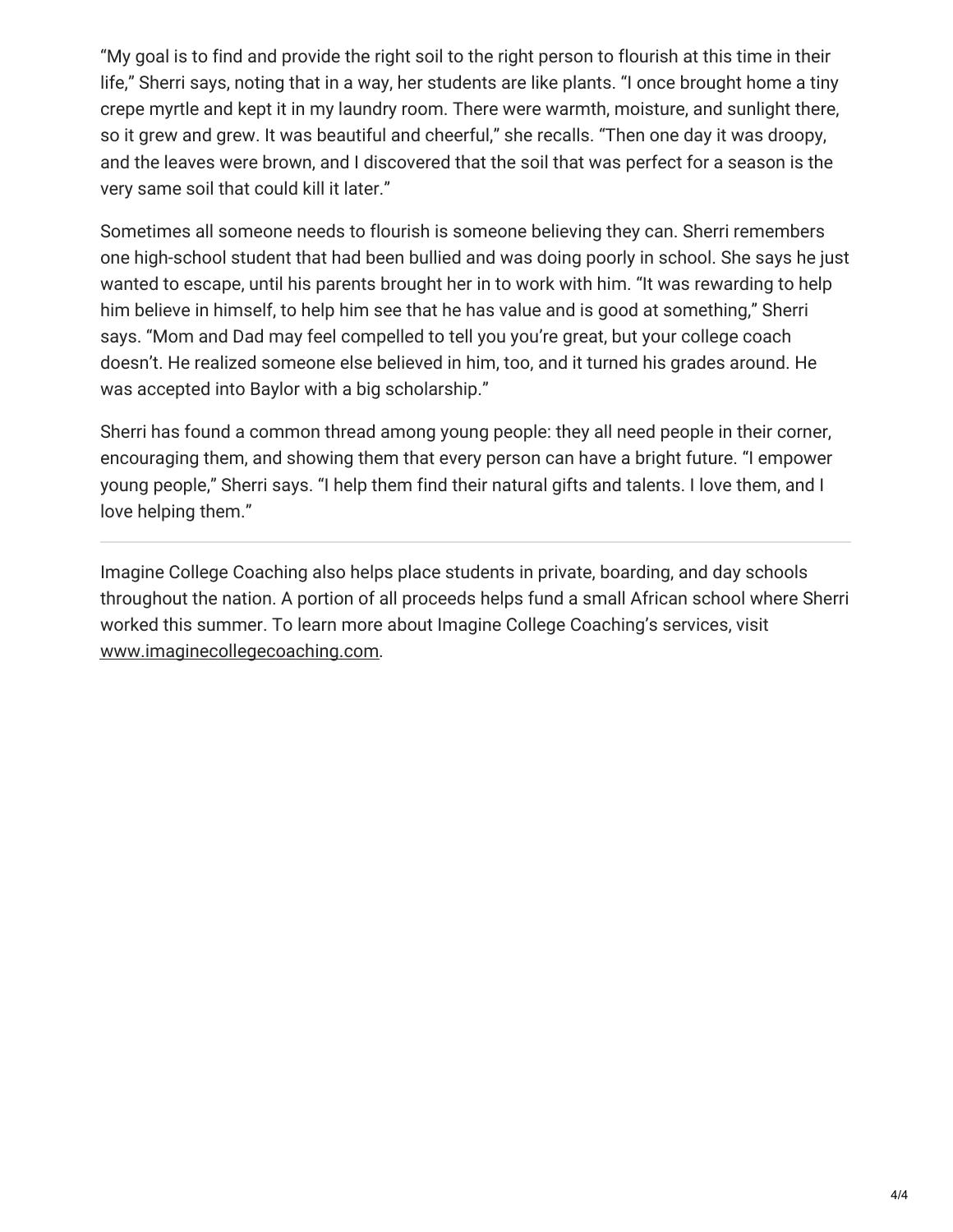“My goal is to find and provide the right soil to the right person to flourish at this time in their life,” Sherri says, noting that in a way, her students are like plants. “I once brought home a tiny crepe myrtle and kept it in my laundry room. There were warmth, moisture, and sunlight there, so it grew and grew. It was beautiful and cheerful,” she recalls. “Then one day it was droopy, and the leaves were brown, and I discovered that the soil that was perfect for a season is the very same soil that could kill it later.”

Sometimes all someone needs to flourish is someone believing they can. Sherri remembers one high-school student that had been bullied and was doing poorly in school. She says he just wanted to escape, until his parents brought her in to work with him. “It was rewarding to help him believe in himself, to help him see that he has value and is good at something,” Sherri says. “Mom and Dad may feel compelled to tell you you’re great, but your college coach doesn’t. He realized someone else believed in him, too, and it turned his grades around. He was accepted into Baylor with a big scholarship.”

Sherri has found a common thread among young people: they all need people in their corner, encouraging them, and showing them that every person can have a bright future. “I empower young people,” Sherri says. “I help them find their natural gifts and talents. I love them, and I love helping them.”

---

Imagine College Coaching also helps place students in private, boarding, and day schools throughout the nation. A portion of all proceeds helps fund a small African school where Sherri worked this summer. To learn more about Imagine College Coaching’s services, visit www.imaginecollegecoaching.com.